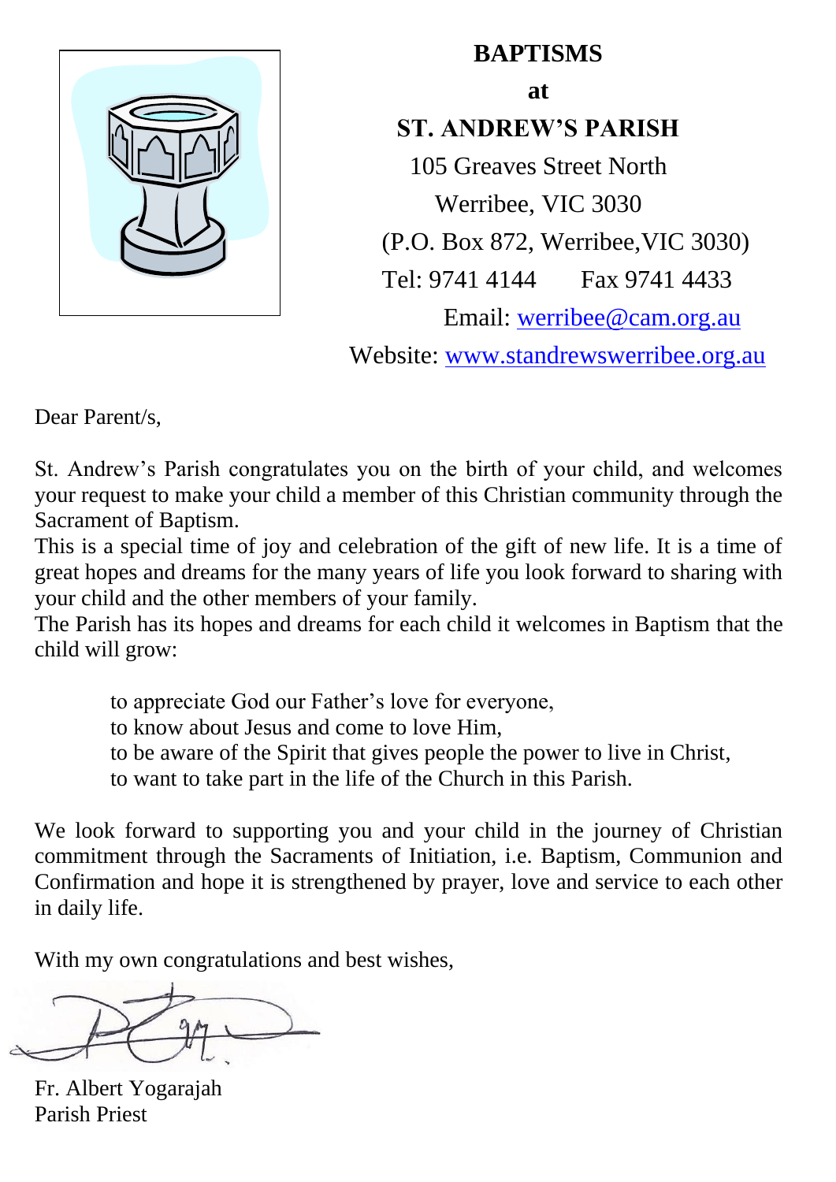# BAPTISMS

## at

## ST. ANDREW'S PARISH

105 Greaves Street North
Werribee, VIC 3030
(P.O. Box 872, Werribee, VIC 3030)
Tel: 9741 4144    Fax 9741 4433
Email: werribee@cam.org.au
Website: www.standrewswerribee.org.au

Dear Parent/s,

St. Andrew's Parish congratulates you on the birth of your child, and welcomes your request to make your child a member of this Christian community through the Sacrament of Baptism.
This is a special time of joy and celebration of the gift of new life. It is a time of great hopes and dreams for the many years of life you look forward to sharing with your child and the other members of your family.
The Parish has its hopes and dreams for each child it welcomes in Baptism that the child will grow:

> to appreciate God our Father's love for everyone,
> to know about Jesus and come to love Him,
> to be aware of the Spirit that gives people the power to live in Christ,
> to want to take part in the life of the Church in this Parish.

We look forward to supporting you and your child in the journey of Christian commitment through the Sacraments of Initiation, i.e. Baptism, Communion and Confirmation and hope it is strengthened by prayer, love and service to each other in daily life.

With my own congratulations and best wishes,

Fr. Albert Yogarajah
Parish Priest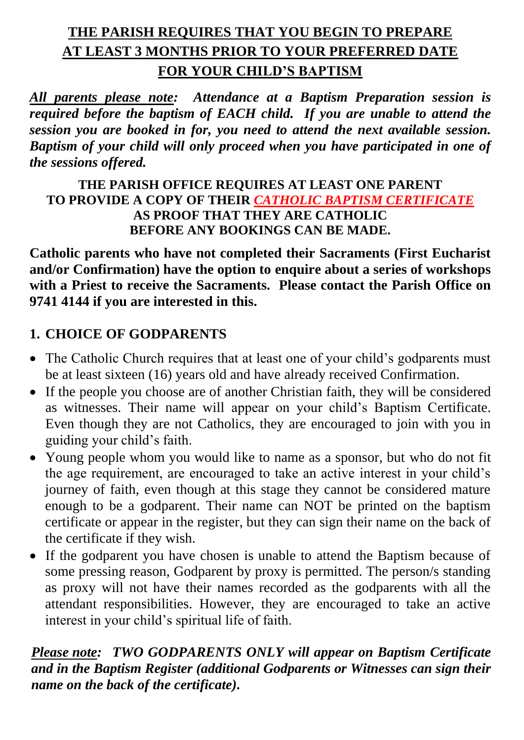## THE PARISH REQUIRES THAT YOU BEGIN TO PREPARE AT LEAST 3 MONTHS PRIOR TO YOUR PREFERRED DATE FOR YOUR CHILD'S BAPTISM

***All parents please note:** Attendance at a Baptism Preparation session is required before the baptism of EACH child. If you are unable to attend the session you are booked in for, you need to attend the next available session. Baptism of your child will only proceed when you have participated in one of the sessions offered.*

**THE PARISH OFFICE REQUIRES AT LEAST ONE PARENT TO PROVIDE A COPY OF THEIR *CATHOLIC BAPTISM CERTIFICATE* AS PROOF THAT THEY ARE CATHOLIC BEFORE ANY BOOKINGS CAN BE MADE.**

**Catholic parents who have not completed their Sacraments (First Eucharist and/or Confirmation) have the option to enquire about a series of workshops with a Priest to receive the Sacraments. Please contact the Parish Office on 9741 4144 if you are interested in this.**

### 1. CHOICE OF GODPARENTS

- The Catholic Church requires that at least one of your child's godparents must be at least sixteen (16) years old and have already received Confirmation.
- If the people you choose are of another Christian faith, they will be considered as witnesses. Their name will appear on your child's Baptism Certificate. Even though they are not Catholics, they are encouraged to join with you in guiding your child's faith.
- Young people whom you would like to name as a sponsor, but who do not fit the age requirement, are encouraged to take an active interest in your child's journey of faith, even though at this stage they cannot be considered mature enough to be a godparent. Their name can NOT be printed on the baptism certificate or appear in the register, but they can sign their name on the back of the certificate if they wish.
- If the godparent you have chosen is unable to attend the Baptism because of some pressing reason, Godparent by proxy is permitted. The person/s standing as proxy will not have their names recorded as the godparents with all the attendant responsibilities. However, they are encouraged to take an active interest in your child's spiritual life of faith.

***Please note:** TWO GODPARENTS ONLY will appear on Baptism Certificate and in the Baptism Register (additional Godparents or Witnesses can sign their name on the back of the certificate).*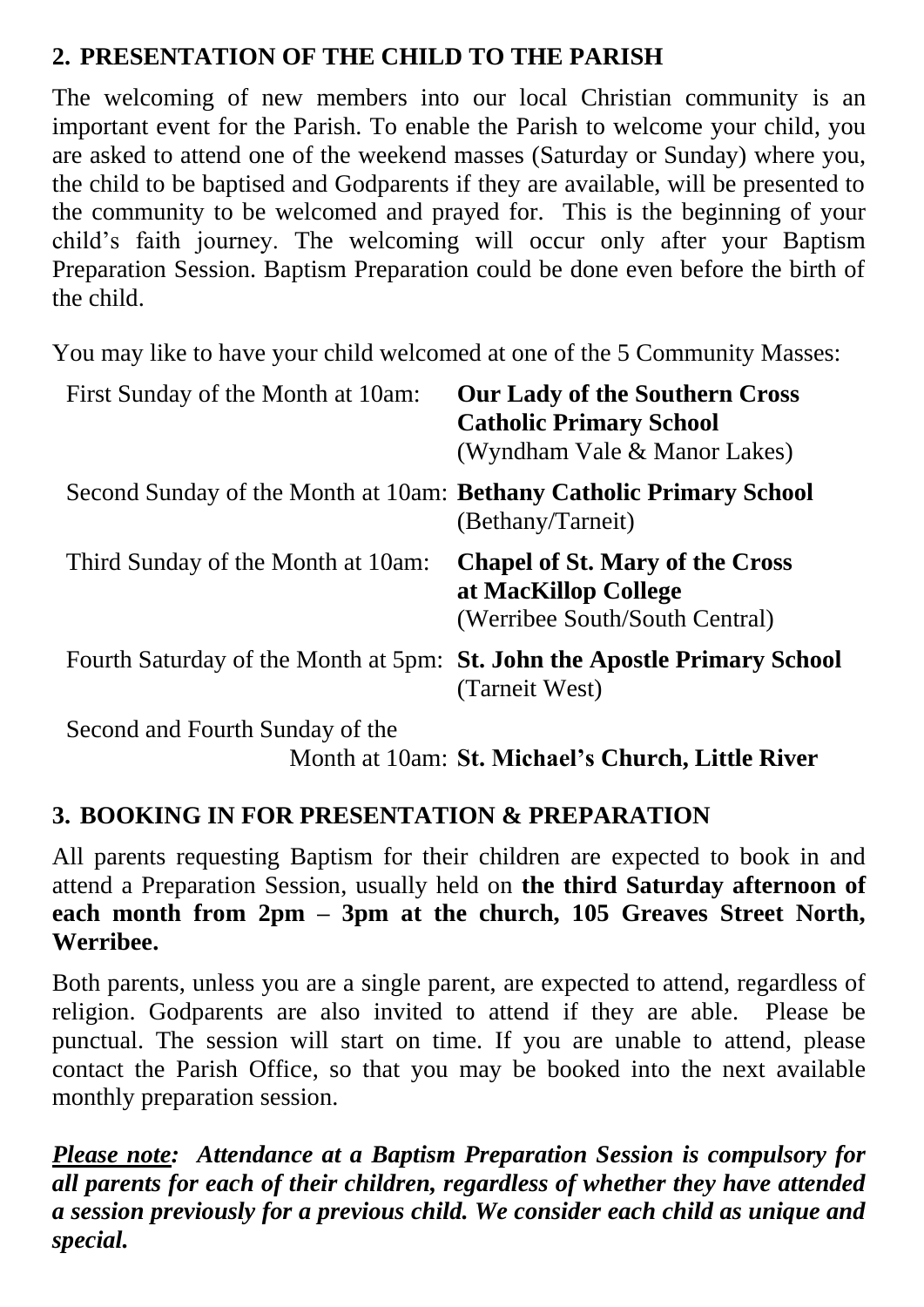## 2. PRESENTATION OF THE CHILD TO THE PARISH

The welcoming of new members into our local Christian community is an important event for the Parish. To enable the Parish to welcome your child, you are asked to attend one of the weekend masses (Saturday or Sunday) where you, the child to be baptised and Godparents if they are available, will be presented to the community to be welcomed and prayed for. This is the beginning of your child's faith journey. The welcoming will occur only after your Baptism Preparation Session. Baptism Preparation could be done even before the birth of the child.

You may like to have your child welcomed at one of the 5 Community Masses:

| | |
|---|---|
| First Sunday of the Month at 10am: | **Our Lady of the Southern Cross Catholic Primary School** (Wyndham Vale & Manor Lakes) |
| Second Sunday of the Month at 10am: | **Bethany Catholic Primary School** (Bethany/Tarneit) |
| Third Sunday of the Month at 10am: | **Chapel of St. Mary of the Cross at MacKillop College** (Werribee South/South Central) |
| Fourth Saturday of the Month at 5pm: | **St. John the Apostle Primary School** (Tarneit West) |
| Second and Fourth Sunday of the Month at 10am: | **St. Michael's Church, Little River** |

## 3. BOOKING IN FOR PRESENTATION & PREPARATION

All parents requesting Baptism for their children are expected to book in and attend a Preparation Session, usually held on **the third Saturday afternoon of each month from 2pm – 3pm at the church, 105 Greaves Street North, Werribee.**

Both parents, unless you are a single parent, are expected to attend, regardless of religion. Godparents are also invited to attend if they are able. Please be punctual. The session will start on time. If you are unable to attend, please contact the Parish Office, so that you may be booked into the next available monthly preparation session.

***<u>Please note</u>: Attendance at a Baptism Preparation Session is compulsory for all parents for each of their children, regardless of whether they have attended a session previously for a previous child. We consider each child as unique and special.***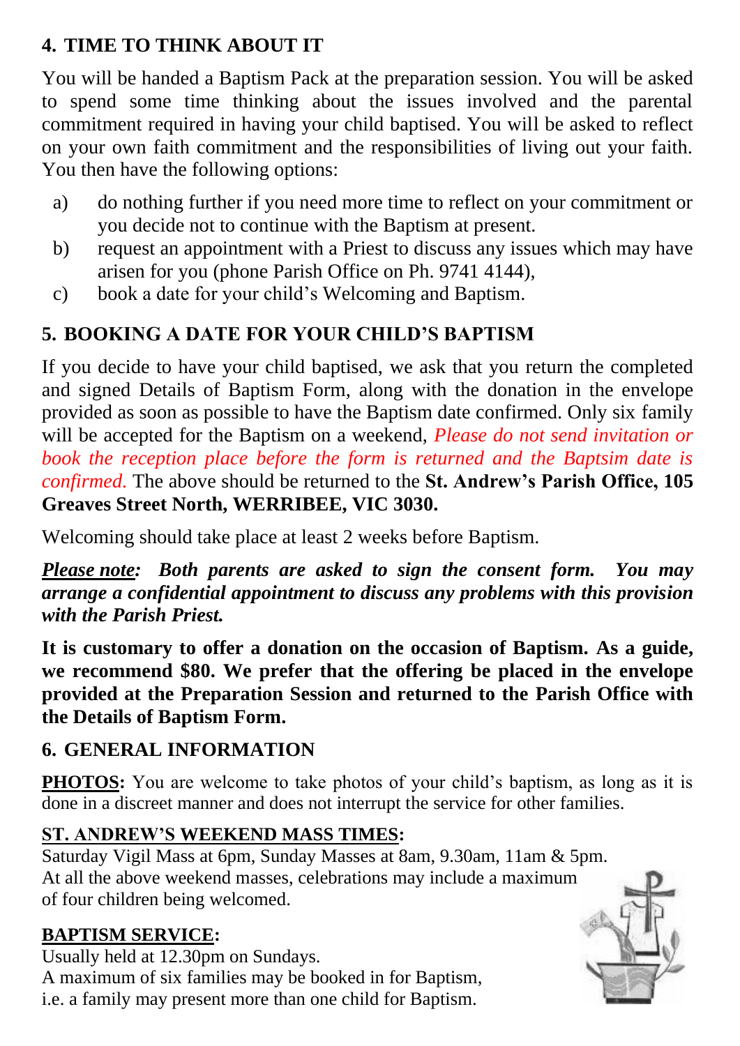## 4. TIME TO THINK ABOUT IT

You will be handed a Baptism Pack at the preparation session. You will be asked to spend some time thinking about the issues involved and the parental commitment required in having your child baptised. You will be asked to reflect on your own faith commitment and the responsibilities of living out your faith. You then have the following options:

a) do nothing further if you need more time to reflect on your commitment or you decide not to continue with the Baptism at present.
b) request an appointment with a Priest to discuss any issues which may have arisen for you (phone Parish Office on Ph. 9741 4144),
c) book a date for your child's Welcoming and Baptism.

## 5. BOOKING A DATE FOR YOUR CHILD'S BAPTISM

If you decide to have your child baptised, we ask that you return the completed and signed Details of Baptism Form, along with the donation in the envelope provided as soon as possible to have the Baptism date confirmed. Only six family will be accepted for the Baptism on a weekend, *Please do not send invitation or book the reception place before the form is returned and the Baptsim date is confirmed.* The above should be returned to the **St. Andrew's Parish Office, 105 Greaves Street North, WERRIBEE, VIC 3030.**

Welcoming should take place at least 2 weeks before Baptism.

***Please note*: Both parents are asked to sign the consent form. You may arrange a confidential appointment to discuss any problems with this provision with the Parish Priest.**

**It is customary to offer a donation on the occasion of Baptism. As a guide, we recommend $80. We prefer that the offering be placed in the envelope provided at the Preparation Session and returned to the Parish Office with the Details of Baptism Form.**

## 6. GENERAL INFORMATION

**PHOTOS:** You are welcome to take photos of your child's baptism, as long as it is done in a discreet manner and does not interrupt the service for other families.

**ST. ANDREW'S WEEKEND MASS TIMES:**
Saturday Vigil Mass at 6pm, Sunday Masses at 8am, 9.30am, 11am & 5pm.
At all the above weekend masses, celebrations may include a maximum of four children being welcomed.

**BAPTISM SERVICE:**
Usually held at 12.30pm on Sundays.
A maximum of six families may be booked in for Baptism, i.e. a family may present more than one child for Baptism.